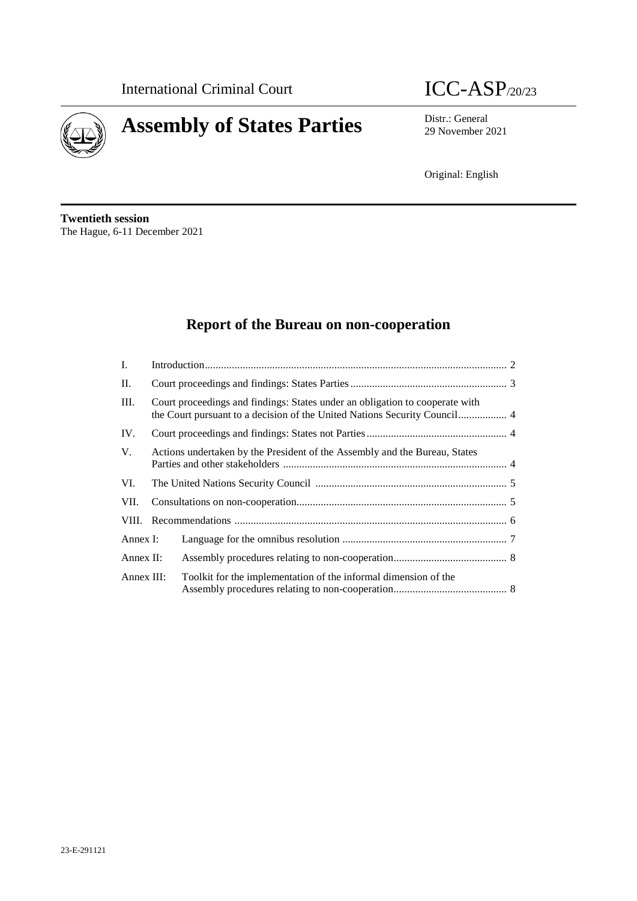International Criminal Court

ICC-ASP/20/23

# Assembly of States Parties

Distr.: General
29 November 2021

Original: English

**Twentieth session**
The Hague, 6-11 December 2021

## Report of the Bureau on non-cooperation

| | | |
|---|---|---|
| I. | Introduction | 2 |
| II. | Court proceedings and findings: States Parties | 3 |
| III. | Court proceedings and findings: States under an obligation to cooperate with the Court pursuant to a decision of the United Nations Security Council | 4 |
| IV. | Court proceedings and findings: States not Parties | 4 |
| V. | Actions undertaken by the President of the Assembly and the Bureau, States Parties and other stakeholders | 4 |
| VI. | The United Nations Security Council | 5 |
| VII. | Consultations on non-cooperation | 5 |
| VIII. | Recommendations | 6 |
| Annex I: | Language for the omnibus resolution | 7 |
| Annex II: | Assembly procedures relating to non-cooperation | 8 |
| Annex III: | Toolkit for the implementation of the informal dimension of the Assembly procedures relating to non-cooperation | 8 |

23-E-291121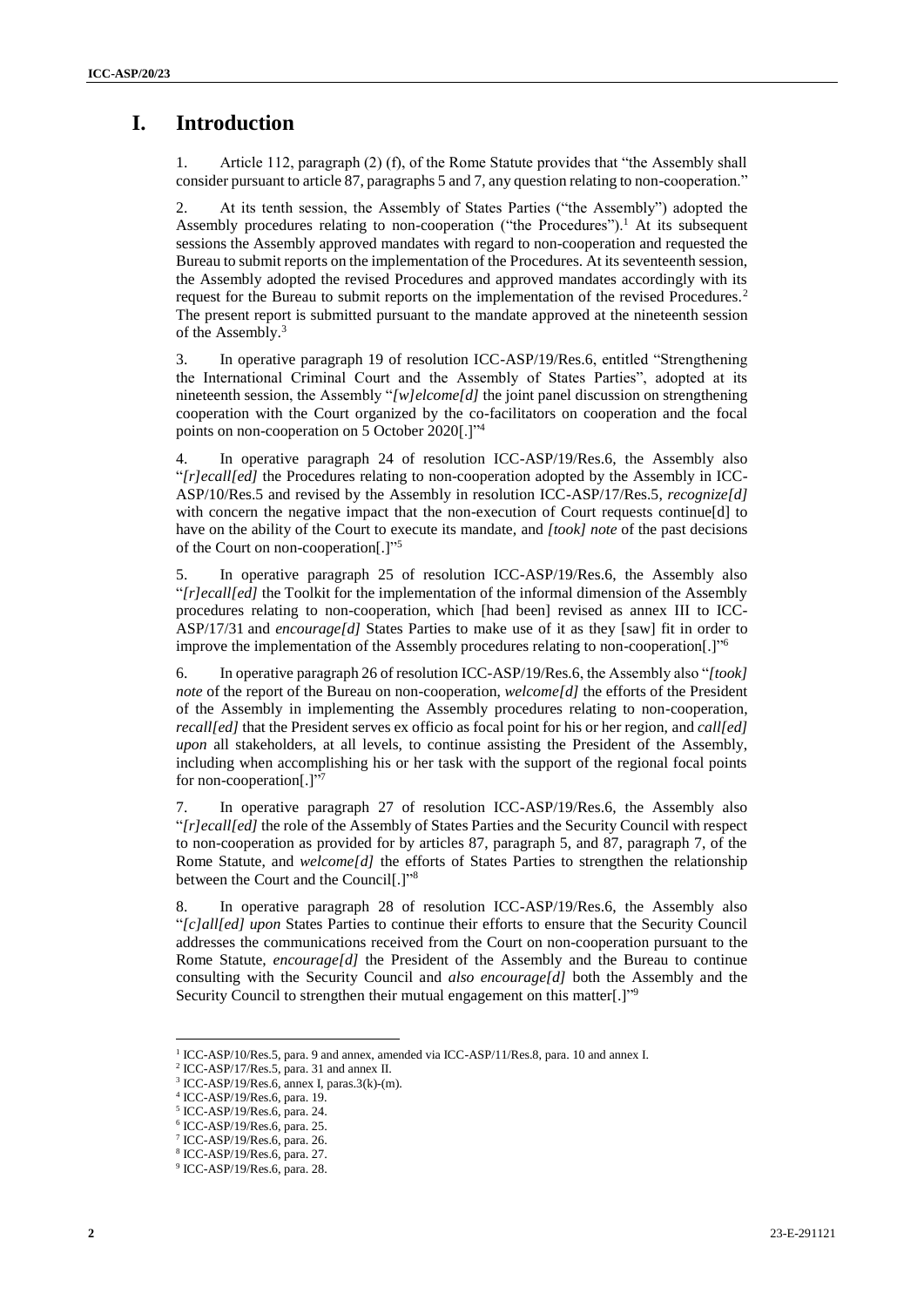# I. Introduction

1. Article 112, paragraph (2) (f), of the Rome Statute provides that "the Assembly shall consider pursuant to article 87, paragraphs 5 and 7, any question relating to non-cooperation."

2. At its tenth session, the Assembly of States Parties ("the Assembly") adopted the Assembly procedures relating to non-cooperation ("the Procedures").[1] At its subsequent sessions the Assembly approved mandates with regard to non-cooperation and requested the Bureau to submit reports on the implementation of the Procedures. At its seventeenth session, the Assembly adopted the revised Procedures and approved mandates accordingly with its request for the Bureau to submit reports on the implementation of the revised Procedures.[2] The present report is submitted pursuant to the mandate approved at the nineteenth session of the Assembly.[3]

3. In operative paragraph 19 of resolution ICC-ASP/19/Res.6, entitled "Strengthening the International Criminal Court and the Assembly of States Parties", adopted at its nineteenth session, the Assembly "*[w]elcome[d]* the joint panel discussion on strengthening cooperation with the Court organized by the co-facilitators on cooperation and the focal points on non-cooperation on 5 October 2020[.]"[4]

4. In operative paragraph 24 of resolution ICC-ASP/19/Res.6, the Assembly also "*[r]ecall[ed]* the Procedures relating to non-cooperation adopted by the Assembly in ICC-ASP/10/Res.5 and revised by the Assembly in resolution ICC-ASP/17/Res.5, *recognize[d]* with concern the negative impact that the non-execution of Court requests continue[d] to have on the ability of the Court to execute its mandate, and *[took] note* of the past decisions of the Court on non-cooperation[.]"[5]

5. In operative paragraph 25 of resolution ICC-ASP/19/Res.6, the Assembly also "*[r]ecall[ed]* the Toolkit for the implementation of the informal dimension of the Assembly procedures relating to non-cooperation, which [had been] revised as annex III to ICC-ASP/17/31 and *encourage[d]* States Parties to make use of it as they [saw] fit in order to improve the implementation of the Assembly procedures relating to non-cooperation[.]"[6]

6. In operative paragraph 26 of resolution ICC-ASP/19/Res.6, the Assembly also "*[took] note* of the report of the Bureau on non-cooperation, *welcome[d]* the efforts of the President of the Assembly in implementing the Assembly procedures relating to non-cooperation, *recall[ed]* that the President serves ex officio as focal point for his or her region, and *call[ed] upon* all stakeholders, at all levels, to continue assisting the President of the Assembly, including when accomplishing his or her task with the support of the regional focal points for non-cooperation[.]"[7]

7. In operative paragraph 27 of resolution ICC-ASP/19/Res.6, the Assembly also "*[r]ecall[ed]* the role of the Assembly of States Parties and the Security Council with respect to non-cooperation as provided for by articles 87, paragraph 5, and 87, paragraph 7, of the Rome Statute, and *welcome[d]* the efforts of States Parties to strengthen the relationship between the Court and the Council[.]"[8]

8. In operative paragraph 28 of resolution ICC-ASP/19/Res.6, the Assembly also "*[c]all[ed] upon* States Parties to continue their efforts to ensure that the Security Council addresses the communications received from the Court on non-cooperation pursuant to the Rome Statute, *encourage[d]* the President of the Assembly and the Bureau to continue consulting with the Security Council and *also encourage[d]* both the Assembly and the Security Council to strengthen their mutual engagement on this matter[.]"[9]

---

[1] ICC-ASP/10/Res.5, para. 9 and annex, amended via ICC-ASP/11/Res.8, para. 10 and annex I.

[2] ICC-ASP/17/Res.5, para. 31 and annex II.

[3] ICC-ASP/19/Res.6, annex I, paras.3(k)-(m).

[4] ICC-ASP/19/Res.6, para. 19.

[5] ICC-ASP/19/Res.6, para. 24.

[6] ICC-ASP/19/Res.6, para. 25.

[7] ICC-ASP/19/Res.6, para. 26.

[8] ICC-ASP/19/Res.6, para. 27.

[9] ICC-ASP/19/Res.6, para. 28.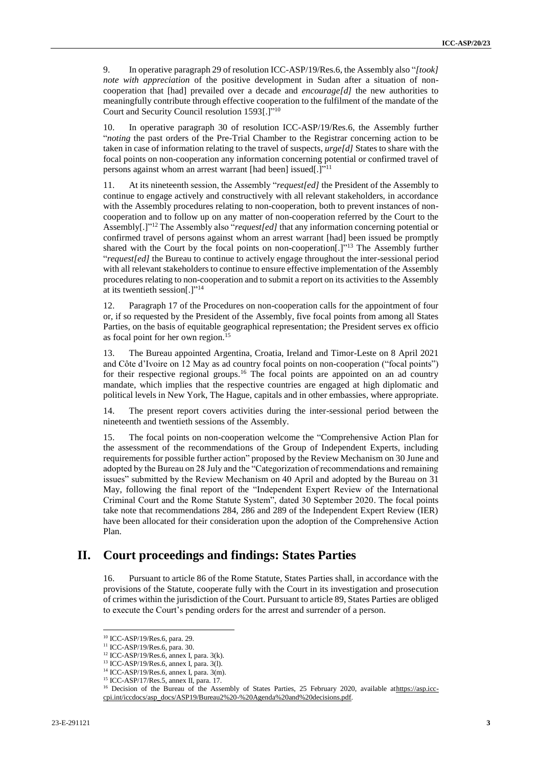9. In operative paragraph 29 of resolution ICC-ASP/19/Res.6, the Assembly also "*[took] note with appreciation* of the positive development in Sudan after a situation of non-cooperation that [had] prevailed over a decade and *encourage[d]* the new authorities to meaningfully contribute through effective cooperation to the fulfilment of the mandate of the Court and Security Council resolution 1593[.]"[10]

10. In operative paragraph 30 of resolution ICC-ASP/19/Res.6, the Assembly further "*noting* the past orders of the Pre-Trial Chamber to the Registrar concerning action to be taken in case of information relating to the travel of suspects, *urge[d]* States to share with the focal points on non-cooperation any information concerning potential or confirmed travel of persons against whom an arrest warrant [had been] issued[.]"[11]

11. At its nineteenth session, the Assembly "*request[ed]* the President of the Assembly to continue to engage actively and constructively with all relevant stakeholders, in accordance with the Assembly procedures relating to non-cooperation, both to prevent instances of non-cooperation and to follow up on any matter of non-cooperation referred by the Court to the Assembly[.]"[12] The Assembly also "*request[ed]* that any information concerning potential or confirmed travel of persons against whom an arrest warrant [had] been issued be promptly shared with the Court by the focal points on non-cooperation[.]"[13] The Assembly further "*request[ed]* the Bureau to continue to actively engage throughout the inter-sessional period with all relevant stakeholders to continue to ensure effective implementation of the Assembly procedures relating to non-cooperation and to submit a report on its activities to the Assembly at its twentieth session[.]"[14]

12. Paragraph 17 of the Procedures on non-cooperation calls for the appointment of four or, if so requested by the President of the Assembly, five focal points from among all States Parties, on the basis of equitable geographical representation; the President serves ex officio as focal point for her own region.[15]

13. The Bureau appointed Argentina, Croatia, Ireland and Timor-Leste on 8 April 2021 and Côte d'Ivoire on 12 May as ad country focal points on non-cooperation ("focal points") for their respective regional groups.[16] The focal points are appointed on an ad country mandate, which implies that the respective countries are engaged at high diplomatic and political levels in New York, The Hague, capitals and in other embassies, where appropriate.

14. The present report covers activities during the inter-sessional period between the nineteenth and twentieth sessions of the Assembly.

15. The focal points on non-cooperation welcome the "Comprehensive Action Plan for the assessment of the recommendations of the Group of Independent Experts, including requirements for possible further action" proposed by the Review Mechanism on 30 June and adopted by the Bureau on 28 July and the "Categorization of recommendations and remaining issues" submitted by the Review Mechanism on 40 April and adopted by the Bureau on 31 May, following the final report of the "Independent Expert Review of the International Criminal Court and the Rome Statute System", dated 30 September 2020. The focal points take note that recommendations 284, 286 and 289 of the Independent Expert Review (IER) have been allocated for their consideration upon the adoption of the Comprehensive Action Plan.

## II. Court proceedings and findings: States Parties

16. Pursuant to article 86 of the Rome Statute, States Parties shall, in accordance with the provisions of the Statute, cooperate fully with the Court in its investigation and prosecution of crimes within the jurisdiction of the Court. Pursuant to article 89, States Parties are obliged to execute the Court's pending orders for the arrest and surrender of a person.

---

[10] ICC-ASP/19/Res.6, para. 29.
[11] ICC-ASP/19/Res.6, para. 30.
[12] ICC-ASP/19/Res.6, annex I, para. 3(k).
[13] ICC-ASP/19/Res.6, annex I, para. 3(l).
[14] ICC-ASP/19/Res.6, annex I, para. 3(m).
[15] ICC-ASP/17/Res.5, annex II, para. 17.
[16] Decision of the Bureau of the Assembly of States Parties, 25 February 2020, available athttps://asp.icc-cpi.int/iccdocs/asp_docs/ASP19/Bureau2%20-%20Agenda%20and%20decisions.pdf.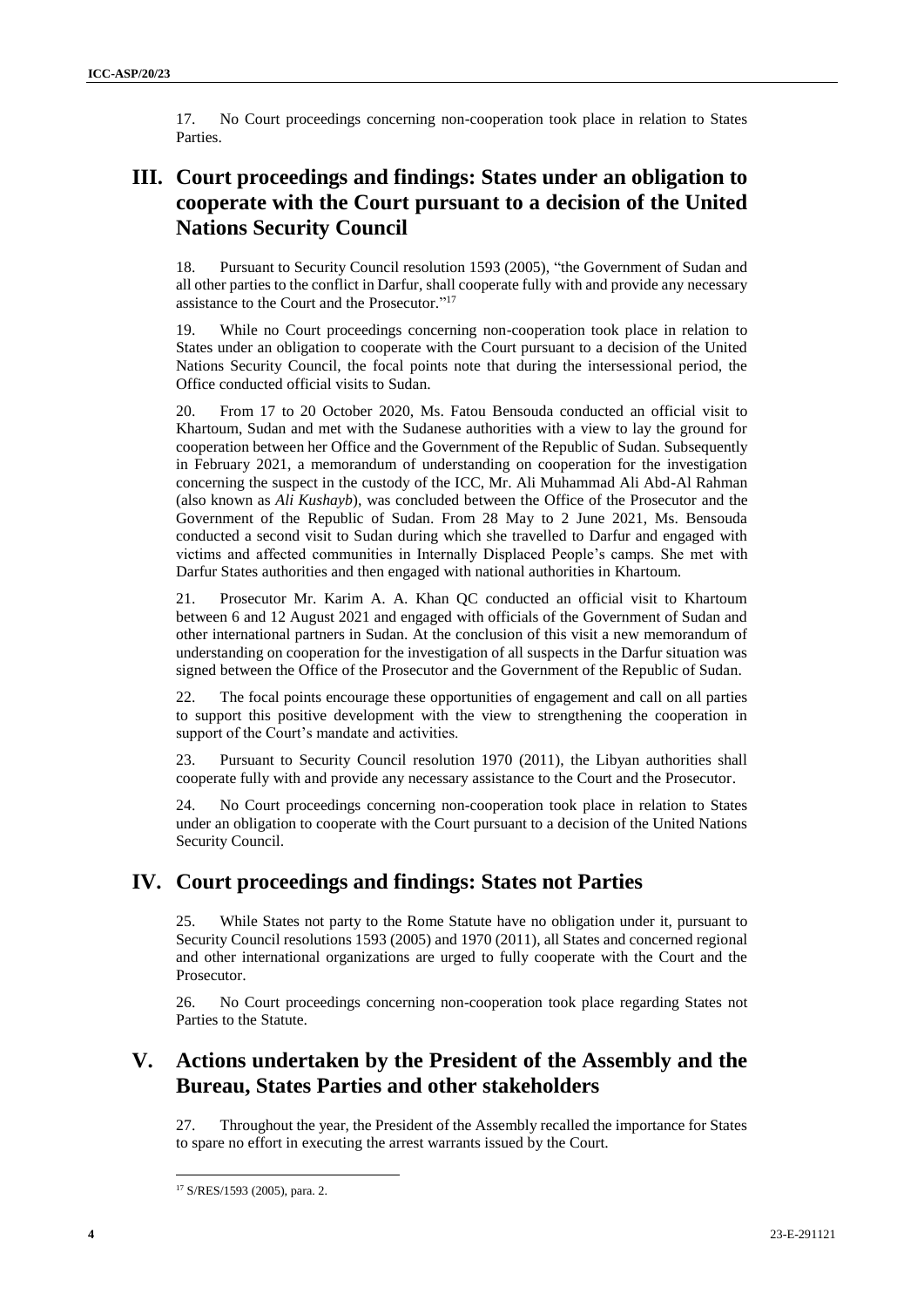17. No Court proceedings concerning non-cooperation took place in relation to States Parties.

## III. Court proceedings and findings: States under an obligation to cooperate with the Court pursuant to a decision of the United Nations Security Council

18. Pursuant to Security Council resolution 1593 (2005), "the Government of Sudan and all other parties to the conflict in Darfur, shall cooperate fully with and provide any necessary assistance to the Court and the Prosecutor."[17]

19. While no Court proceedings concerning non-cooperation took place in relation to States under an obligation to cooperate with the Court pursuant to a decision of the United Nations Security Council, the focal points note that during the intersessional period, the Office conducted official visits to Sudan.

20. From 17 to 20 October 2020, Ms. Fatou Bensouda conducted an official visit to Khartoum, Sudan and met with the Sudanese authorities with a view to lay the ground for cooperation between her Office and the Government of the Republic of Sudan. Subsequently in February 2021, a memorandum of understanding on cooperation for the investigation concerning the suspect in the custody of the ICC, Mr. Ali Muhammad Ali Abd-Al Rahman (also known as *Ali Kushayb*), was concluded between the Office of the Prosecutor and the Government of the Republic of Sudan. From 28 May to 2 June 2021, Ms. Bensouda conducted a second visit to Sudan during which she travelled to Darfur and engaged with victims and affected communities in Internally Displaced People's camps. She met with Darfur States authorities and then engaged with national authorities in Khartoum.

21. Prosecutor Mr. Karim A. A. Khan QC conducted an official visit to Khartoum between 6 and 12 August 2021 and engaged with officials of the Government of Sudan and other international partners in Sudan. At the conclusion of this visit a new memorandum of understanding on cooperation for the investigation of all suspects in the Darfur situation was signed between the Office of the Prosecutor and the Government of the Republic of Sudan.

22. The focal points encourage these opportunities of engagement and call on all parties to support this positive development with the view to strengthening the cooperation in support of the Court's mandate and activities.

23. Pursuant to Security Council resolution 1970 (2011), the Libyan authorities shall cooperate fully with and provide any necessary assistance to the Court and the Prosecutor.

24. No Court proceedings concerning non-cooperation took place in relation to States under an obligation to cooperate with the Court pursuant to a decision of the United Nations Security Council.

## IV. Court proceedings and findings: States not Parties

25. While States not party to the Rome Statute have no obligation under it, pursuant to Security Council resolutions 1593 (2005) and 1970 (2011), all States and concerned regional and other international organizations are urged to fully cooperate with the Court and the Prosecutor.

26. No Court proceedings concerning non-cooperation took place regarding States not Parties to the Statute.

## V. Actions undertaken by the President of the Assembly and the Bureau, States Parties and other stakeholders

27. Throughout the year, the President of the Assembly recalled the importance for States to spare no effort in executing the arrest warrants issued by the Court.

---

[17] S/RES/1593 (2005), para. 2.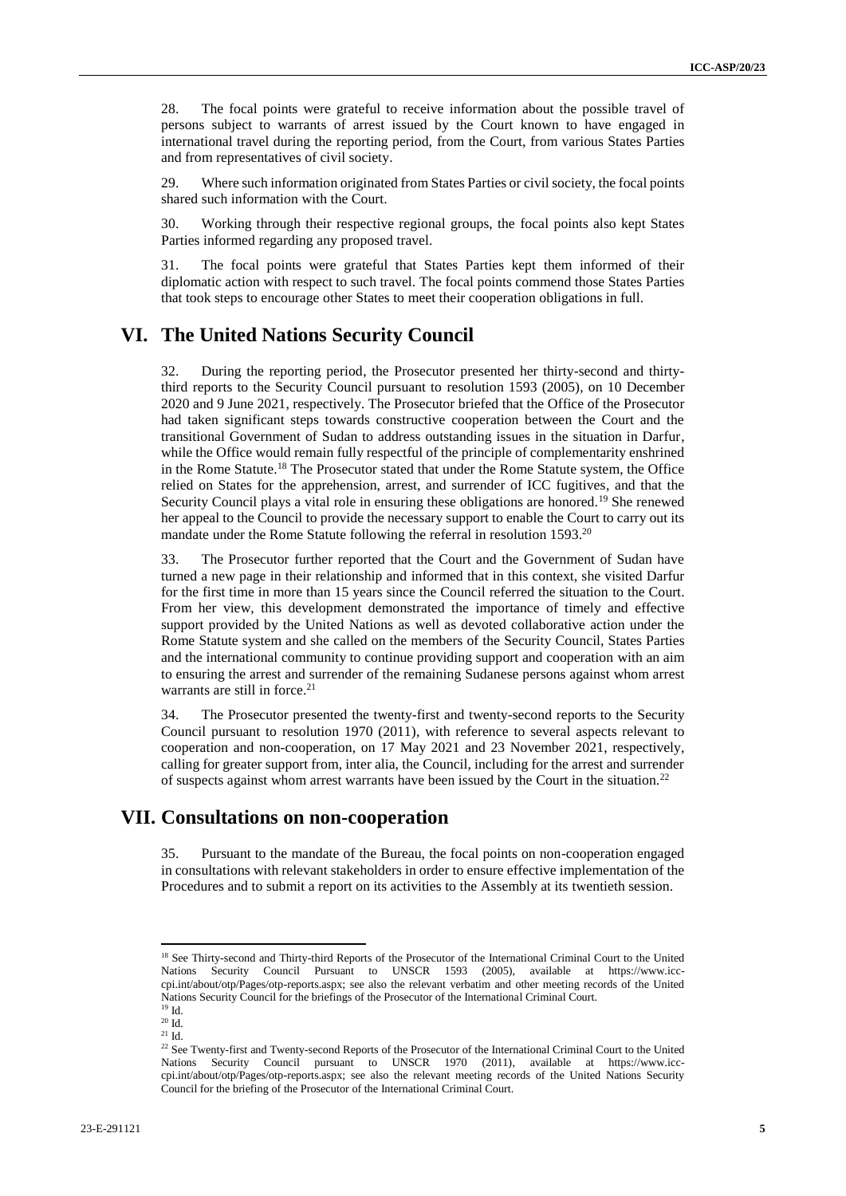28. The focal points were grateful to receive information about the possible travel of persons subject to warrants of arrest issued by the Court known to have engaged in international travel during the reporting period, from the Court, from various States Parties and from representatives of civil society.

29. Where such information originated from States Parties or civil society, the focal points shared such information with the Court.

30. Working through their respective regional groups, the focal points also kept States Parties informed regarding any proposed travel.

31. The focal points were grateful that States Parties kept them informed of their diplomatic action with respect to such travel. The focal points commend those States Parties that took steps to encourage other States to meet their cooperation obligations in full.

## VI. The United Nations Security Council

32. During the reporting period, the Prosecutor presented her thirty-second and thirty-third reports to the Security Council pursuant to resolution 1593 (2005), on 10 December 2020 and 9 June 2021, respectively. The Prosecutor briefed that the Office of the Prosecutor had taken significant steps towards constructive cooperation between the Court and the transitional Government of Sudan to address outstanding issues in the situation in Darfur, while the Office would remain fully respectful of the principle of complementarity enshrined in the Rome Statute.[18] The Prosecutor stated that under the Rome Statute system, the Office relied on States for the apprehension, arrest, and surrender of ICC fugitives, and that the Security Council plays a vital role in ensuring these obligations are honored.[19] She renewed her appeal to the Council to provide the necessary support to enable the Court to carry out its mandate under the Rome Statute following the referral in resolution 1593.[20]

33. The Prosecutor further reported that the Court and the Government of Sudan have turned a new page in their relationship and informed that in this context, she visited Darfur for the first time in more than 15 years since the Council referred the situation to the Court. From her view, this development demonstrated the importance of timely and effective support provided by the United Nations as well as devoted collaborative action under the Rome Statute system and she called on the members of the Security Council, States Parties and the international community to continue providing support and cooperation with an aim to ensuring the arrest and surrender of the remaining Sudanese persons against whom arrest warrants are still in force.[21]

34. The Prosecutor presented the twenty-first and twenty-second reports to the Security Council pursuant to resolution 1970 (2011), with reference to several aspects relevant to cooperation and non-cooperation, on 17 May 2021 and 23 November 2021, respectively, calling for greater support from, inter alia, the Council, including for the arrest and surrender of suspects against whom arrest warrants have been issued by the Court in the situation.[22]

## VII. Consultations on non-cooperation

35. Pursuant to the mandate of the Bureau, the focal points on non-cooperation engaged in consultations with relevant stakeholders in order to ensure effective implementation of the Procedures and to submit a report on its activities to the Assembly at its twentieth session.

---

[18] See Thirty-second and Thirty-third Reports of the Prosecutor of the International Criminal Court to the United Nations Security Council Pursuant to UNSCR 1593 (2005), available at https://www.icc-cpi.int/about/otp/Pages/otp-reports.aspx; see also the relevant verbatim and other meeting records of the United Nations Security Council for the briefings of the Prosecutor of the International Criminal Court.

[19] Id.

[20] Id.

[21] Id.

[22] See Twenty-first and Twenty-second Reports of the Prosecutor of the International Criminal Court to the United Nations Security Council pursuant to UNSCR 1970 (2011), available at https://www.icc-cpi.int/about/otp/Pages/otp-reports.aspx; see also the relevant meeting records of the United Nations Security Council for the briefing of the Prosecutor of the International Criminal Court.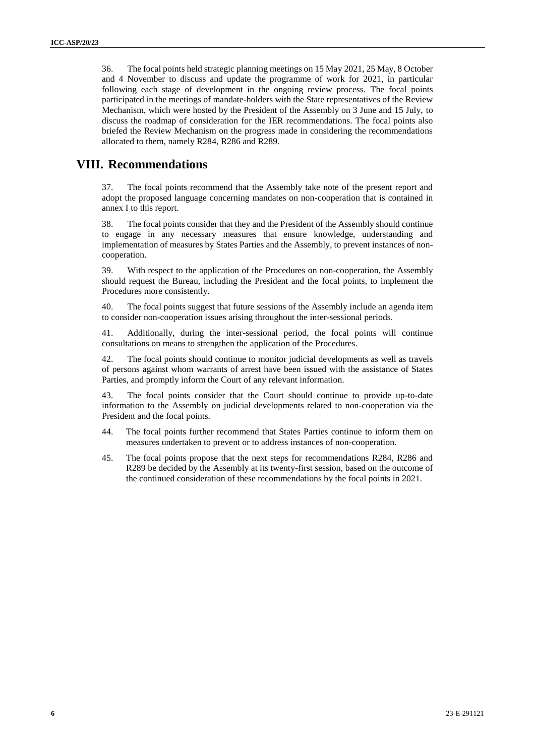36. The focal points held strategic planning meetings on 15 May 2021, 25 May, 8 October and 4 November to discuss and update the programme of work for 2021, in particular following each stage of development in the ongoing review process. The focal points participated in the meetings of mandate-holders with the State representatives of the Review Mechanism, which were hosted by the President of the Assembly on 3 June and 15 July, to discuss the roadmap of consideration for the IER recommendations. The focal points also briefed the Review Mechanism on the progress made in considering the recommendations allocated to them, namely R284, R286 and R289.

## VIII. Recommendations

37. The focal points recommend that the Assembly take note of the present report and adopt the proposed language concerning mandates on non-cooperation that is contained in annex I to this report.

38. The focal points consider that they and the President of the Assembly should continue to engage in any necessary measures that ensure knowledge, understanding and implementation of measures by States Parties and the Assembly, to prevent instances of non-cooperation.

39. With respect to the application of the Procedures on non-cooperation, the Assembly should request the Bureau, including the President and the focal points, to implement the Procedures more consistently.

40. The focal points suggest that future sessions of the Assembly include an agenda item to consider non-cooperation issues arising throughout the inter-sessional periods.

41. Additionally, during the inter-sessional period, the focal points will continue consultations on means to strengthen the application of the Procedures.

42. The focal points should continue to monitor judicial developments as well as travels of persons against whom warrants of arrest have been issued with the assistance of States Parties, and promptly inform the Court of any relevant information.

43. The focal points consider that the Court should continue to provide up-to-date information to the Assembly on judicial developments related to non-cooperation via the President and the focal points.

44. The focal points further recommend that States Parties continue to inform them on measures undertaken to prevent or to address instances of non-cooperation.

45. The focal points propose that the next steps for recommendations R284, R286 and R289 be decided by the Assembly at its twenty-first session, based on the outcome of the continued consideration of these recommendations by the focal points in 2021.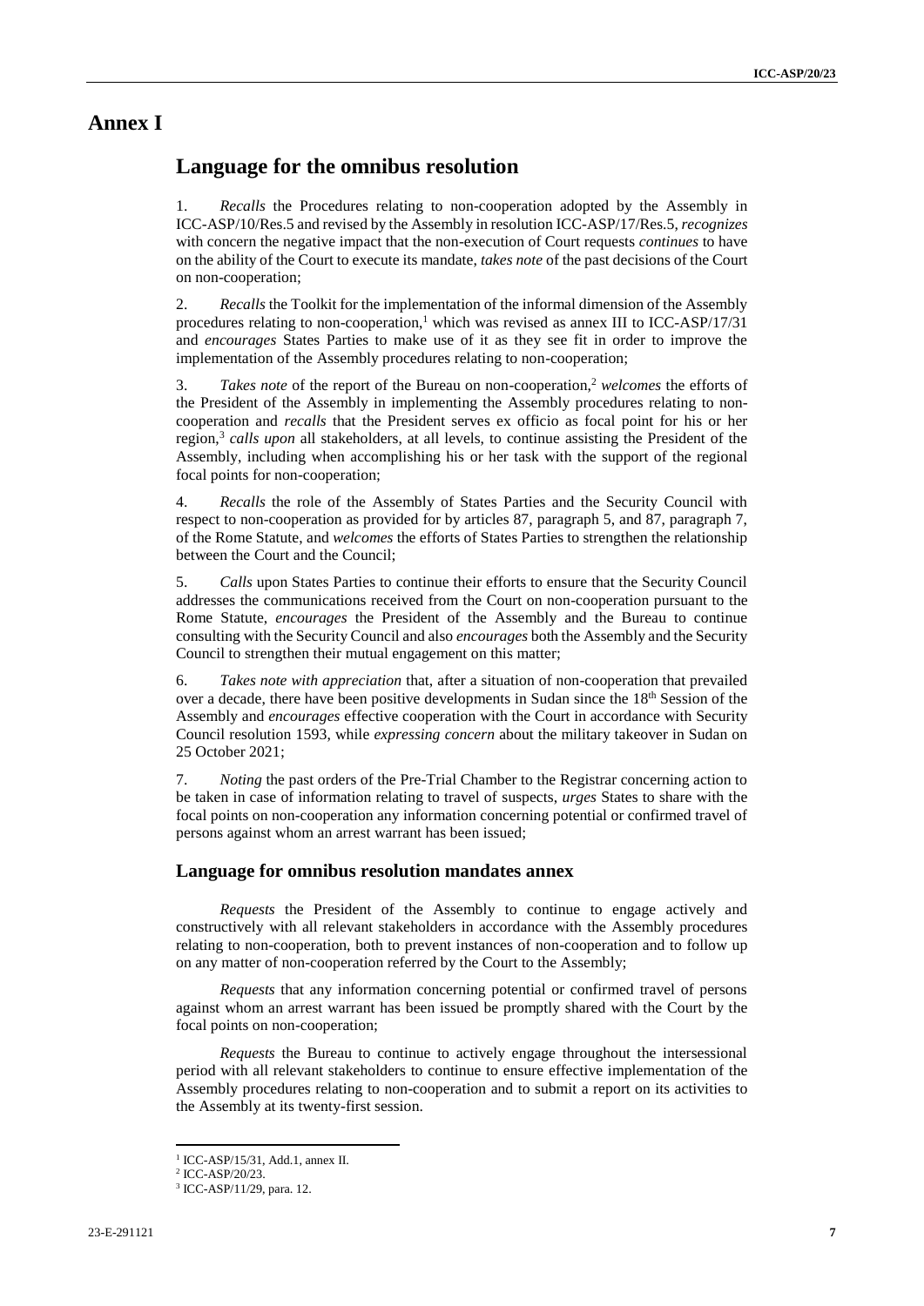# Annex I

## Language for the omnibus resolution

1. *Recalls* the Procedures relating to non-cooperation adopted by the Assembly in ICC-ASP/10/Res.5 and revised by the Assembly in resolution ICC-ASP/17/Res.5, *recognizes* with concern the negative impact that the non-execution of Court requests *continues* to have on the ability of the Court to execute its mandate, *takes note* of the past decisions of the Court on non-cooperation;

2. *Recalls* the Toolkit for the implementation of the informal dimension of the Assembly procedures relating to non-cooperation,[1] which was revised as annex III to ICC-ASP/17/31 and *encourages* States Parties to make use of it as they see fit in order to improve the implementation of the Assembly procedures relating to non-cooperation;

3. *Takes note* of the report of the Bureau on non-cooperation,[2] *welcomes* the efforts of the President of the Assembly in implementing the Assembly procedures relating to non-cooperation and *recalls* that the President serves ex officio as focal point for his or her region,[3] *calls upon* all stakeholders, at all levels, to continue assisting the President of the Assembly, including when accomplishing his or her task with the support of the regional focal points for non-cooperation;

4. *Recalls* the role of the Assembly of States Parties and the Security Council with respect to non-cooperation as provided for by articles 87, paragraph 5, and 87, paragraph 7, of the Rome Statute, and *welcomes* the efforts of States Parties to strengthen the relationship between the Court and the Council;

5. *Calls* upon States Parties to continue their efforts to ensure that the Security Council addresses the communications received from the Court on non-cooperation pursuant to the Rome Statute, *encourages* the President of the Assembly and the Bureau to continue consulting with the Security Council and also *encourages* both the Assembly and the Security Council to strengthen their mutual engagement on this matter;

6. *Takes note with appreciation* that, after a situation of non-cooperation that prevailed over a decade, there have been positive developments in Sudan since the 18th Session of the Assembly and *encourages* effective cooperation with the Court in accordance with Security Council resolution 1593, while *expressing concern* about the military takeover in Sudan on 25 October 2021;

7. *Noting* the past orders of the Pre-Trial Chamber to the Registrar concerning action to be taken in case of information relating to travel of suspects, *urges* States to share with the focal points on non-cooperation any information concerning potential or confirmed travel of persons against whom an arrest warrant has been issued;

### Language for omnibus resolution mandates annex

*Requests* the President of the Assembly to continue to engage actively and constructively with all relevant stakeholders in accordance with the Assembly procedures relating to non-cooperation, both to prevent instances of non-cooperation and to follow up on any matter of non-cooperation referred by the Court to the Assembly;

*Requests* that any information concerning potential or confirmed travel of persons against whom an arrest warrant has been issued be promptly shared with the Court by the focal points on non-cooperation;

*Requests* the Bureau to continue to actively engage throughout the intersessional period with all relevant stakeholders to continue to ensure effective implementation of the Assembly procedures relating to non-cooperation and to submit a report on its activities to the Assembly at its twenty-first session.

---

[1] ICC-ASP/15/31, Add.1, annex II.

[2] ICC-ASP/20/23.

[3] ICC-ASP/11/29, para. 12.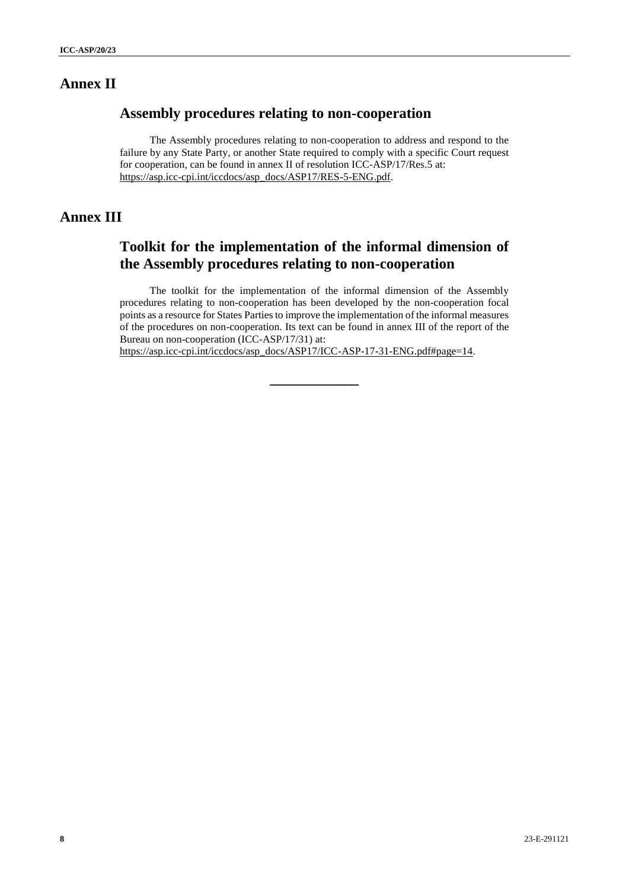# Annex II

## Assembly procedures relating to non-cooperation

The Assembly procedures relating to non-cooperation to address and respond to the failure by any State Party, or another State required to comply with a specific Court request for cooperation, can be found in annex II of resolution ICC-ASP/17/Res.5 at: https://asp.icc-cpi.int/iccdocs/asp_docs/ASP17/RES-5-ENG.pdf.

# Annex III

## Toolkit for the implementation of the informal dimension of the Assembly procedures relating to non-cooperation

The toolkit for the implementation of the informal dimension of the Assembly procedures relating to non-cooperation has been developed by the non-cooperation focal points as a resource for States Parties to improve the implementation of the informal measures of the procedures on non-cooperation. Its text can be found in annex III of the report of the Bureau on non-cooperation (ICC-ASP/17/31) at: https://asp.icc-cpi.int/iccdocs/asp_docs/ASP17/ICC-ASP-17-31-ENG.pdf#page=14.

---